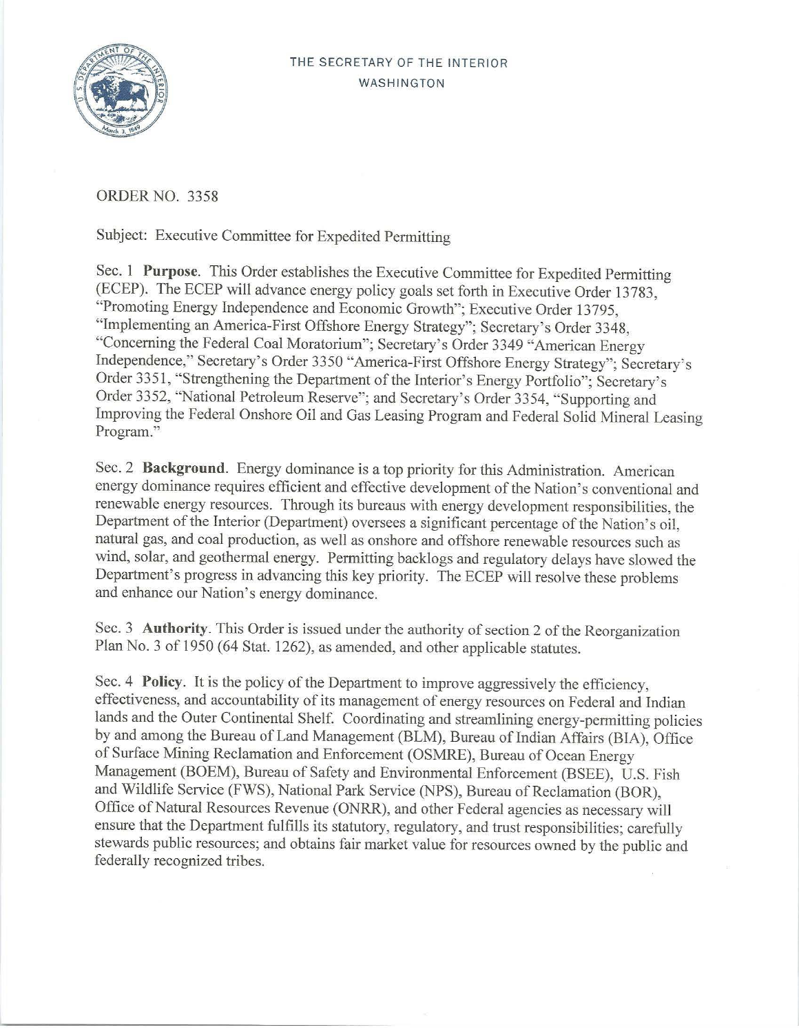THE SECRETARY OF THE INTERIOR
WASHINGTON

ORDER NO. 3358

Subject: Executive Committee for Expedited Permitting

Sec. 1 **Purpose**. This Order establishes the Executive Committee for Expedited Permitting (ECEP). The ECEP will advance energy policy goals set forth in Executive Order 13783, "Promoting Energy Independence and Economic Growth"; Executive Order 13795, "Implementing an America-First Offshore Energy Strategy"; Secretary's Order 3348, "Concerning the Federal Coal Moratorium"; Secretary's Order 3349 "American Energy Independence," Secretary's Order 3350 "America-First Offshore Energy Strategy"; Secretary's Order 3351, "Strengthening the Department of the Interior's Energy Portfolio"; Secretary's Order 3352, "National Petroleum Reserve"; and Secretary's Order 3354, "Supporting and Improving the Federal Onshore Oil and Gas Leasing Program and Federal Solid Mineral Leasing Program."

Sec. 2 **Background**. Energy dominance is a top priority for this Administration. American energy dominance requires efficient and effective development of the Nation's conventional and renewable energy resources. Through its bureaus with energy development responsibilities, the Department of the Interior (Department) oversees a significant percentage of the Nation's oil, natural gas, and coal production, as well as onshore and offshore renewable resources such as wind, solar, and geothermal energy. Permitting backlogs and regulatory delays have slowed the Department's progress in advancing this key priority. The ECEP will resolve these problems and enhance our Nation's energy dominance.

Sec. 3 **Authority**. This Order is issued under the authority of section 2 of the Reorganization Plan No. 3 of 1950 (64 Stat. 1262), as amended, and other applicable statutes.

Sec. 4 **Policy**. It is the policy of the Department to improve aggressively the efficiency, effectiveness, and accountability of its management of energy resources on Federal and Indian lands and the Outer Continental Shelf. Coordinating and streamlining energy-permitting policies by and among the Bureau of Land Management (BLM), Bureau of Indian Affairs (BIA), Office of Surface Mining Reclamation and Enforcement (OSMRE), Bureau of Ocean Energy Management (BOEM), Bureau of Safety and Environmental Enforcement (BSEE), U.S. Fish and Wildlife Service (FWS), National Park Service (NPS), Bureau of Reclamation (BOR), Office of Natural Resources Revenue (ONRR), and other Federal agencies as necessary will ensure that the Department fulfills its statutory, regulatory, and trust responsibilities; carefully stewards public resources; and obtains fair market value for resources owned by the public and federally recognized tribes.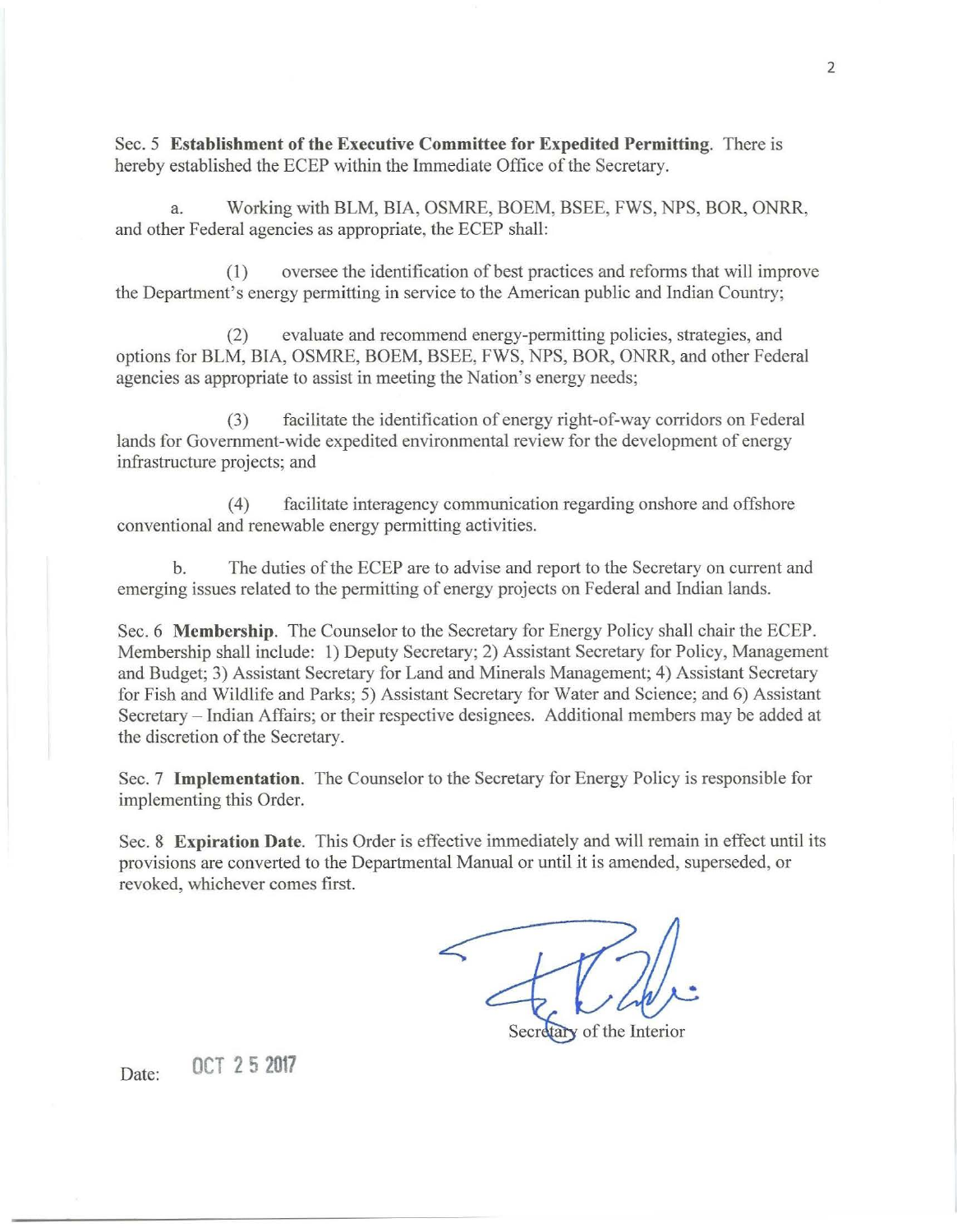Sec. 5 **Establishment of the Executive Committee for Expedited Permitting**. There is hereby established the ECEP within the Immediate Office of the Secretary.

a. Working with BLM, BIA, OSMRE, BOEM, BSEE, FWS, NPS, BOR, ONRR, and other Federal agencies as appropriate, the ECEP shall:

(1) oversee the identification of best practices and reforms that will improve the Department's energy permitting in service to the American public and Indian Country;

(2) evaluate and recommend energy-permitting policies, strategies, and options for BLM, BIA, OSMRE, BOEM, BSEE, FWS, NPS, BOR, ONRR, and other Federal agencies as appropriate to assist in meeting the Nation's energy needs;

(3) facilitate the identification of energy right-of-way corridors on Federal lands for Government-wide expedited environmental review for the development of energy infrastructure projects; and

(4) facilitate interagency communication regarding onshore and offshore conventional and renewable energy permitting activities.

b. The duties of the ECEP are to advise and report to the Secretary on current and emerging issues related to the permitting of energy projects on Federal and Indian lands.

Sec. 6 **Membership**. The Counselor to the Secretary for Energy Policy shall chair the ECEP. Membership shall include: 1) Deputy Secretary; 2) Assistant Secretary for Policy, Management and Budget; 3) Assistant Secretary for Land and Minerals Management; 4) Assistant Secretary for Fish and Wildlife and Parks; 5) Assistant Secretary for Water and Science; and 6) Assistant Secretary – Indian Affairs; or their respective designees. Additional members may be added at the discretion of the Secretary.

Sec. 7 **Implementation**. The Counselor to the Secretary for Energy Policy is responsible for implementing this Order.

Sec. 8 **Expiration Date**. This Order is effective immediately and will remain in effect until its provisions are converted to the Departmental Manual or until it is amended, superseded, or revoked, whichever comes first.

Secretary of the Interior

Date: OCT 25 2017